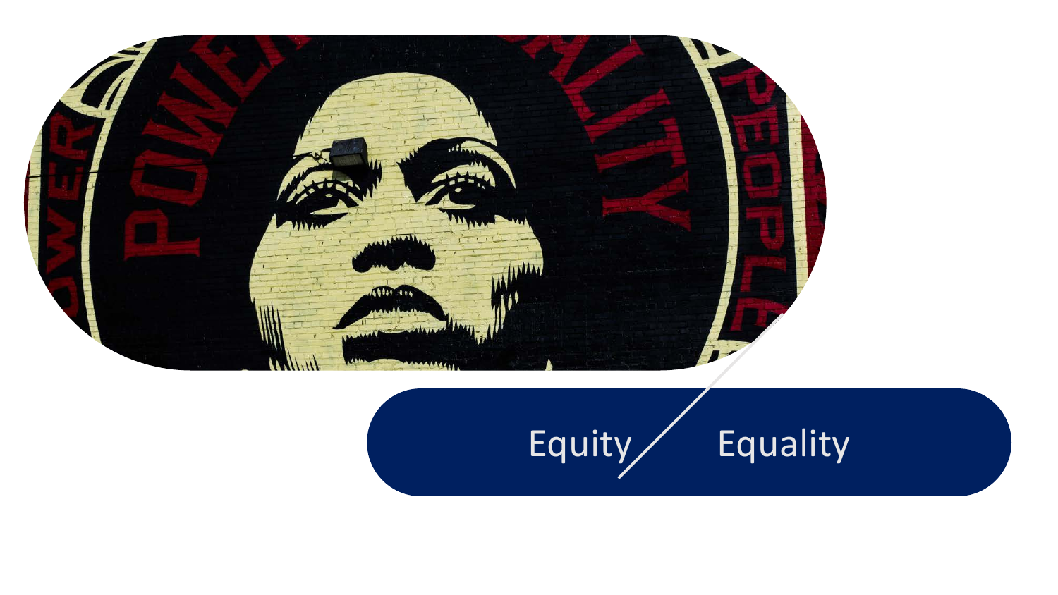Equity / Equality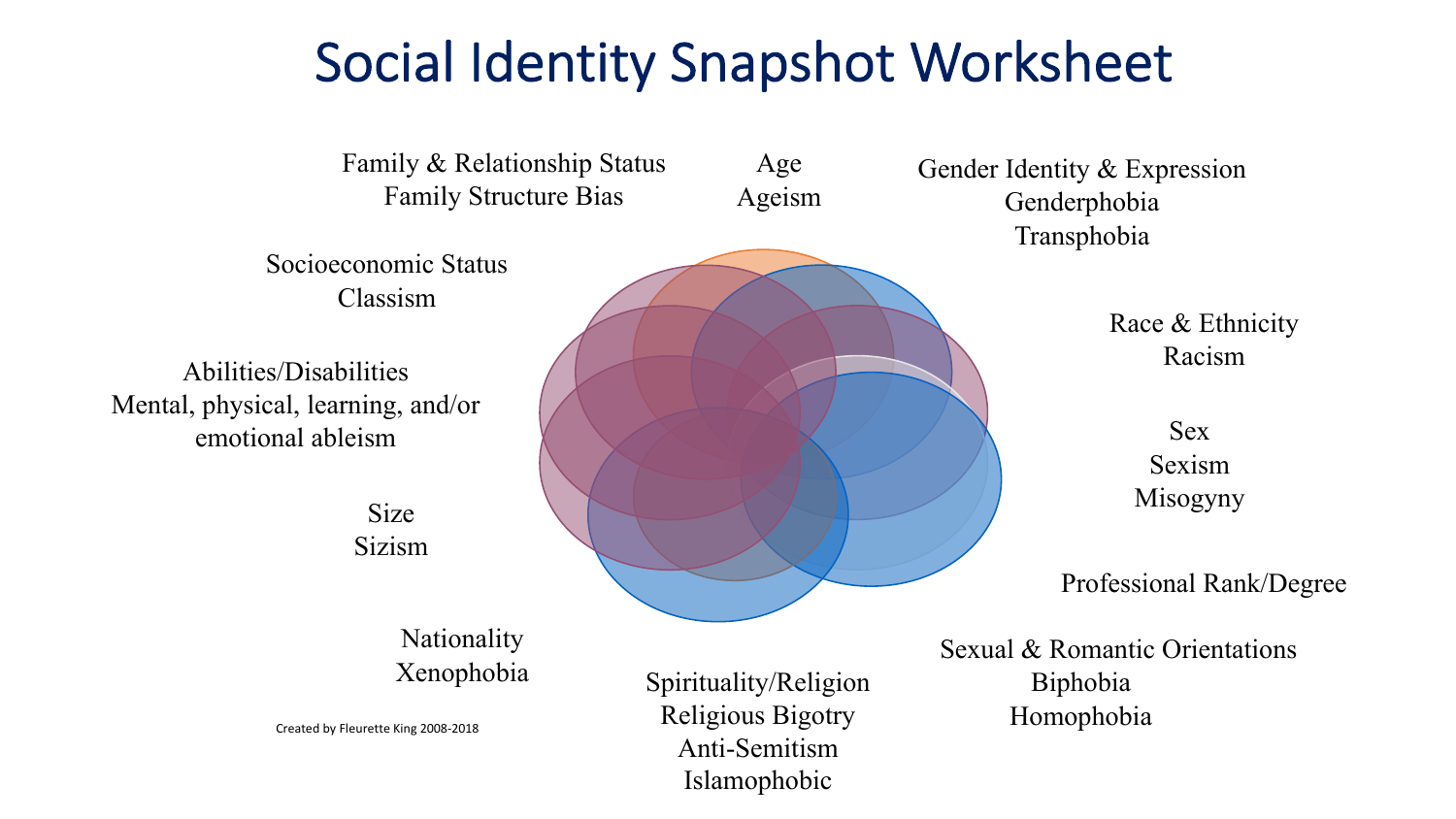# Social Identity Snapshot Worksheet

Family & Relationship Status
Family Structure Bias

Age
Ageism

Gender Identity & Expression
Genderphobia
Transphobia

Socioeconomic Status
Classism

Race & Ethnicity
Racism

Abilities/Disabilities
Mental, physical, learning, and/or emotional ableism

Sex
Sexism
Misogyny

Size
Sizism

Professional Rank/Degree

Sexual & Romantic Orientations
Biphobia
Homophobia

Nationality
Xenophobia

Spirituality/Religion
Religious Bigotry
Anti-Semitism
Islamophobic

Created by Fleurette King 2008-2018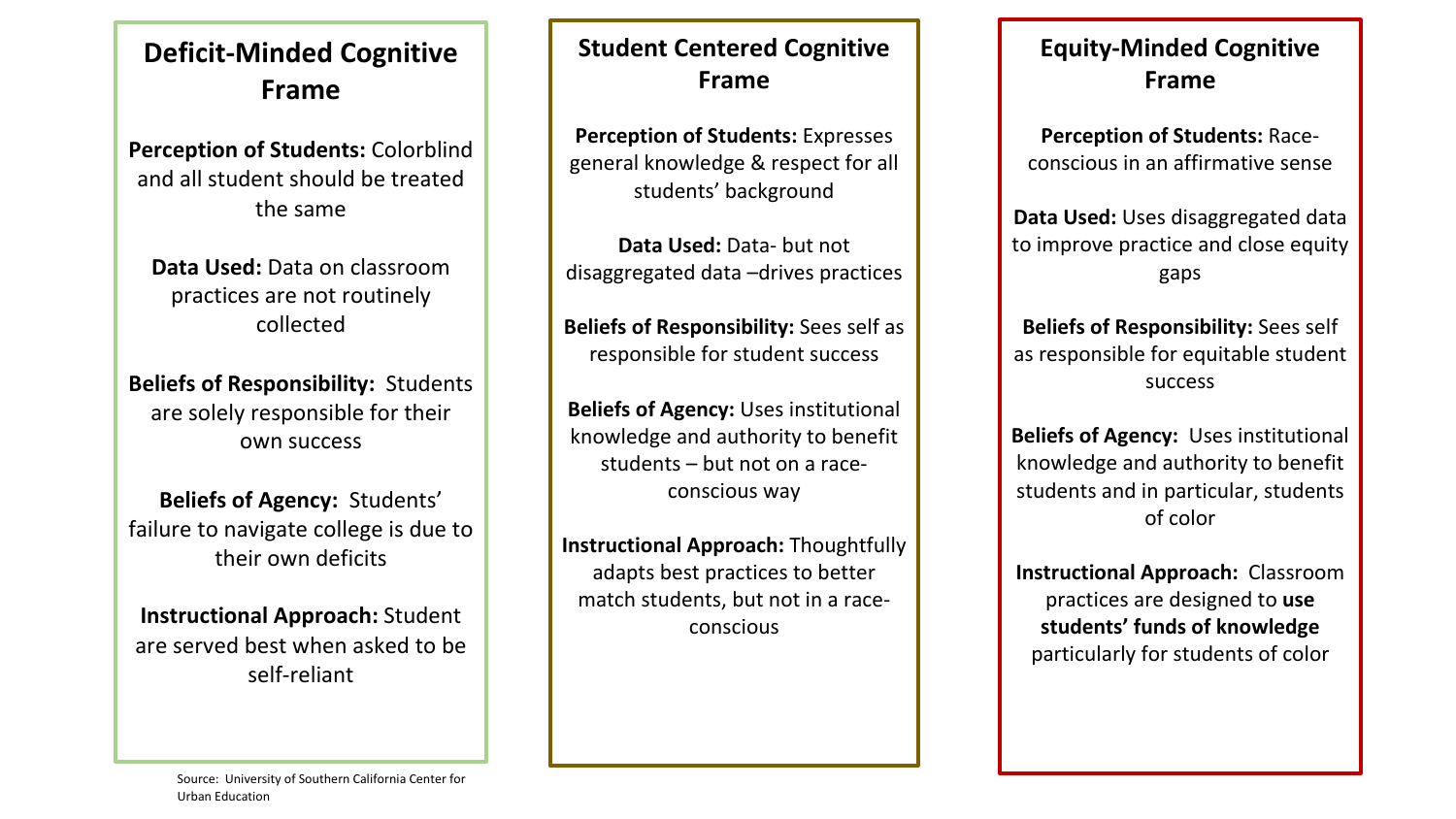## Deficit-Minded Cognitive Frame

**Perception of Students:** Colorblind and all student should be treated the same

**Data Used:** Data on classroom practices are not routinely collected

**Beliefs of Responsibility:** Students are solely responsible for their own success

**Beliefs of Agency:** Students' failure to navigate college is due to their own deficits

**Instructional Approach:** Student are served best when asked to be self-reliant

Source: University of Southern California Center for Urban Education

## Student Centered Cognitive Frame

**Perception of Students:** Expresses general knowledge & respect for all students' background

**Data Used:** Data- but not disaggregated data –drives practices

**Beliefs of Responsibility:** Sees self as responsible for student success

**Beliefs of Agency:** Uses institutional knowledge and authority to benefit students – but not on a race-conscious way

**Instructional Approach:** Thoughtfully adapts best practices to better match students, but not in a race-conscious

## Equity-Minded Cognitive Frame

**Perception of Students:** Race-conscious in an affirmative sense

**Data Used:** Uses disaggregated data to improve practice and close equity gaps

**Beliefs of Responsibility:** Sees self as responsible for equitable student success

**Beliefs of Agency:** Uses institutional knowledge and authority to benefit students and in particular, students of color

**Instructional Approach:** Classroom practices are designed to **use students' funds of knowledge** particularly for students of color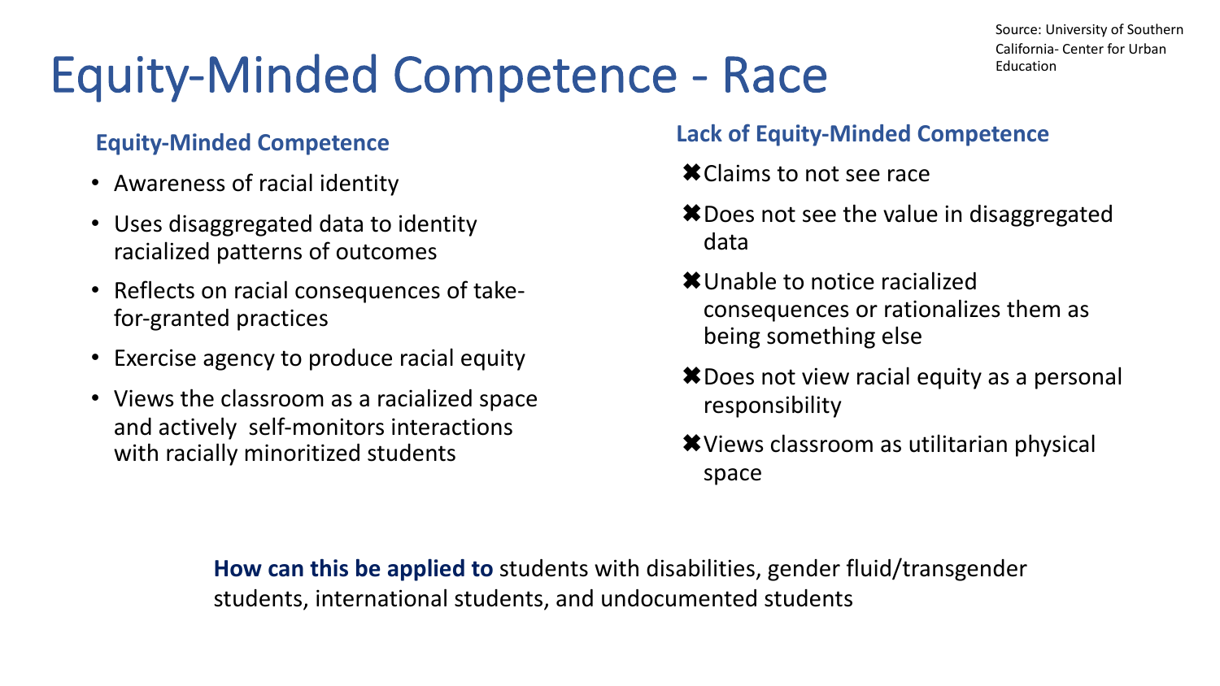# Equity-Minded Competence - Race

Source: University of Southern California- Center for Urban Education

### Equity-Minded Competence

- Awareness of racial identity
- Uses disaggregated data to identity racialized patterns of outcomes
- Reflects on racial consequences of take-for-granted practices
- Exercise agency to produce racial equity
- Views the classroom as a racialized space and actively self-monitors interactions with racially minoritized students

### Lack of Equity-Minded Competence

- ✖Claims to not see race
- ✖Does not see the value in disaggregated data
- ✖Unable to notice racialized consequences or rationalizes them as being something else
- ✖Does not view racial equity as a personal responsibility
- ✖Views classroom as utilitarian physical space

**How can this be applied to** students with disabilities, gender fluid/transgender students, international students, and undocumented students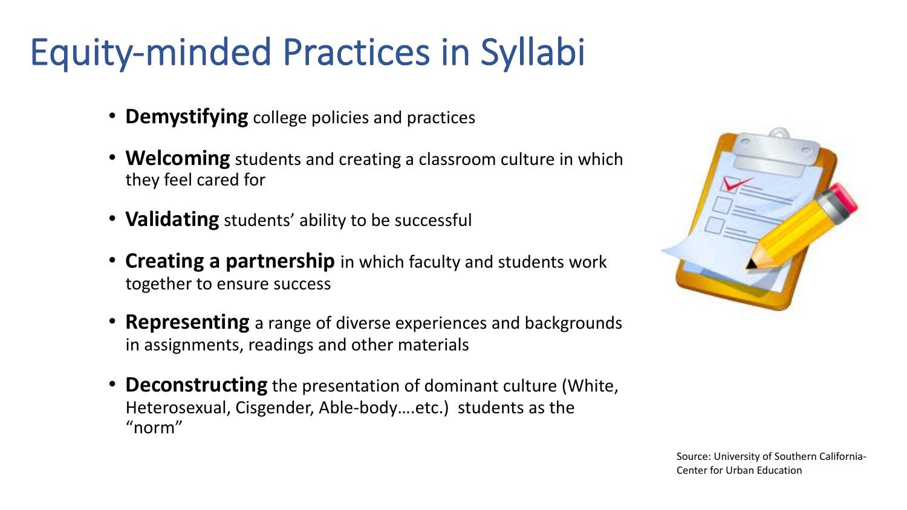# Equity-minded Practices in Syllabi

- **Demystifying** college policies and practices
- **Welcoming** students and creating a classroom culture in which they feel cared for
- **Validating** students' ability to be successful
- **Creating a partnership** in which faculty and students work together to ensure success
- **Representing** a range of diverse experiences and backgrounds in assignments, readings and other materials
- **Deconstructing** the presentation of dominant culture (White, Heterosexual, Cisgender, Able-body….etc.) students as the "norm"

Source: University of Southern California-Center for Urban Education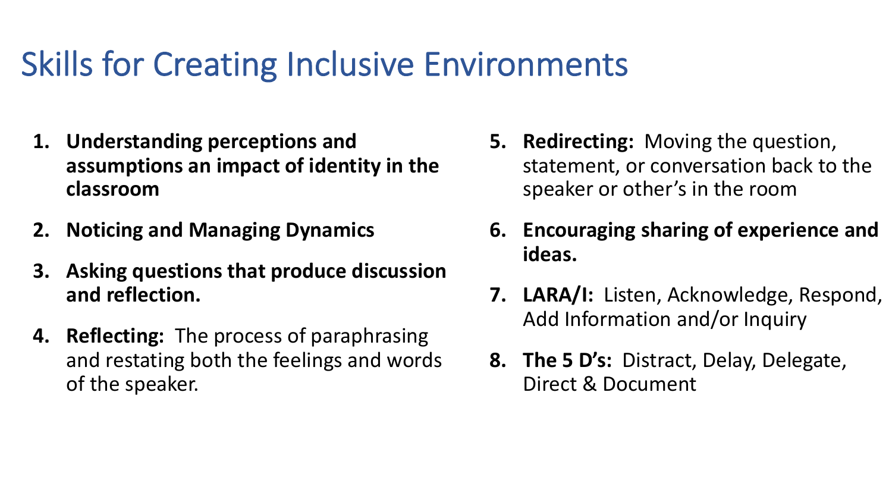# Skills for Creating Inclusive Environments

1. **Understanding perceptions and assumptions an impact of identity in the classroom**
2. **Noticing and Managing Dynamics**
3. **Asking questions that produce discussion and reflection.**
4. **Reflecting:** The process of paraphrasing and restating both the feelings and words of the speaker.
5. **Redirecting:** Moving the question, statement, or conversation back to the speaker or other's in the room
6. **Encouraging sharing of experience and ideas.**
7. **LARA/I:** Listen, Acknowledge, Respond, Add Information and/or Inquiry
8. **The 5 D's:** Distract, Delay, Delegate, Direct & Document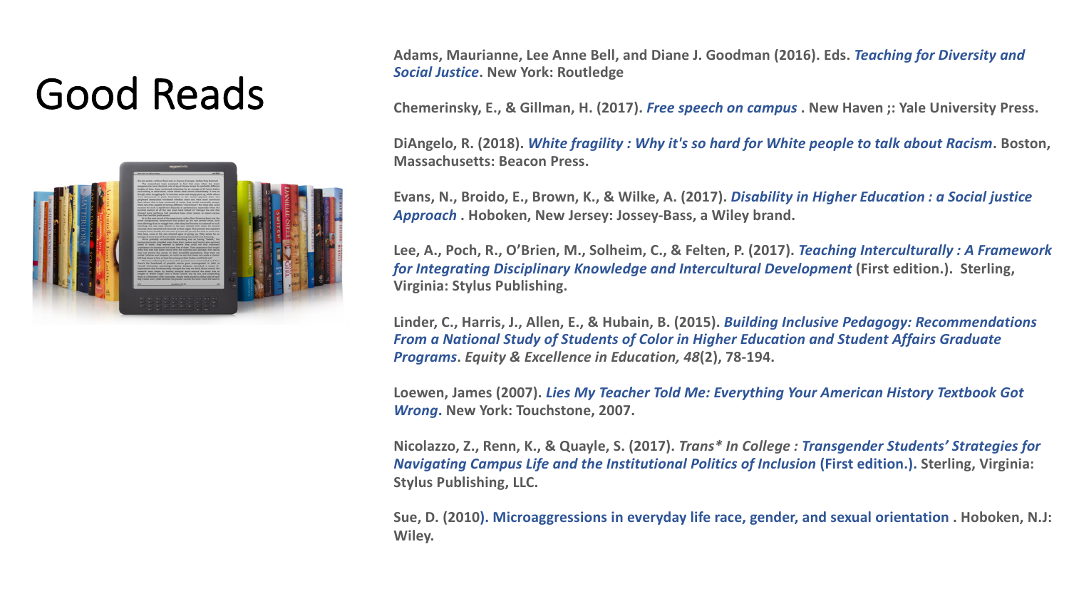# Good Reads

Adams, Maurianne, Lee Anne Bell, and Diane J. Goodman (2016). Eds. *Teaching for Diversity and Social Justice*. New York: Routledge

Chemerinsky, E., & Gillman, H. (2017). *Free speech on campus* . New Haven ;: Yale University Press.

DiAngelo, R. (2018). *White fragility : Why it's so hard for White people to talk about Racism*. Boston, Massachusetts: Beacon Press.

Evans, N., Broido, E., Brown, K., & Wilke, A. (2017). *Disability in Higher Education : a Social justice Approach* . Hoboken, New Jersey: Jossey-Bass, a Wiley brand.

Lee, A., Poch, R., O'Brien, M., Solheim, C., & Felten, P. (2017). *Teaching Interculturally : A Framework for Integrating Disciplinary Knowledge and Intercultural Development* (First edition.). Sterling, Virginia: Stylus Publishing.

Linder, C., Harris, J., Allen, E., & Hubain, B. (2015). *Building Inclusive Pedagogy: Recommendations From a National Study of Students of Color in Higher Education and Student Affairs Graduate Programs*. *Equity & Excellence in Education, 48*(2), 78-194.

Loewen, James (2007). *Lies My Teacher Told Me: Everything Your American History Textbook Got Wrong*. New York: Touchstone, 2007.

Nicolazzo, Z., Renn, K., & Quayle, S. (2017). *Trans* In College : Transgender Students' Strategies for Navigating Campus Life and the Institutional Politics of Inclusion* (First edition.). Sterling, Virginia: Stylus Publishing, LLC.

Sue, D. (2010). Microaggressions in everyday life race, gender, and sexual orientation . Hoboken, N.J: Wiley.